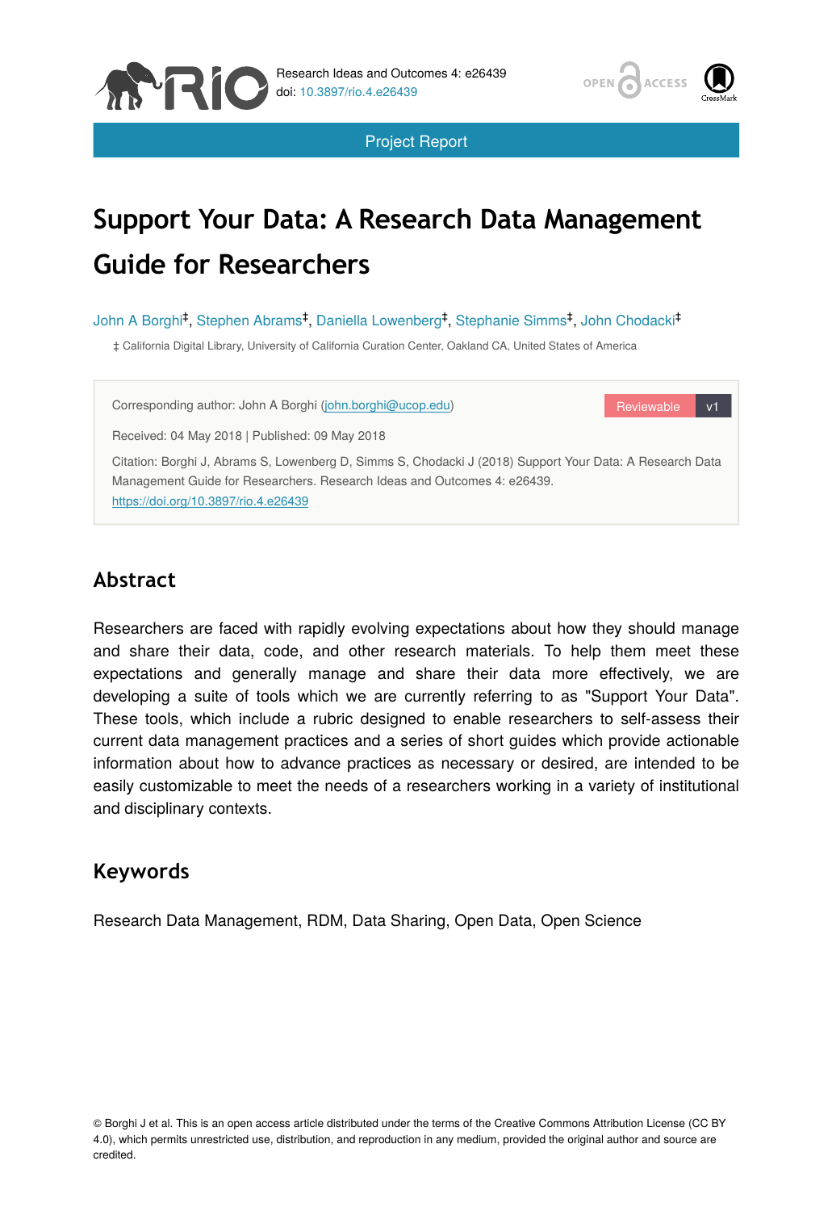Project Report

# Support Your Data: A Research Data Management Guide for Researchers

John A Borghi[‡], Stephen Abrams[‡], Daniella Lowenberg[‡], Stephanie Simms[‡], John Chodacki[‡]

‡ California Digital Library, University of California Curation Center, Oakland CA, United States of America

Corresponding author: John A Borghi (john.borghi@ucop.edu)

Reviewable v1

Received: 04 May 2018 | Published: 09 May 2018

Citation: Borghi J, Abrams S, Lowenberg D, Simms S, Chodacki J (2018) Support Your Data: A Research Data Management Guide for Researchers. Research Ideas and Outcomes 4: e26439. https://doi.org/10.3897/rio.4.e26439

## Abstract

Researchers are faced with rapidly evolving expectations about how they should manage and share their data, code, and other research materials. To help them meet these expectations and generally manage and share their data more effectively, we are developing a suite of tools which we are currently referring to as "Support Your Data". These tools, which include a rubric designed to enable researchers to self-assess their current data management practices and a series of short guides which provide actionable information about how to advance practices as necessary or desired, are intended to be easily customizable to meet the needs of a researchers working in a variety of institutional and disciplinary contexts.

## Keywords

Research Data Management, RDM, Data Sharing, Open Data, Open Science

© Borghi J et al. This is an open access article distributed under the terms of the Creative Commons Attribution License (CC BY 4.0), which permits unrestricted use, distribution, and reproduction in any medium, provided the original author and source are credited.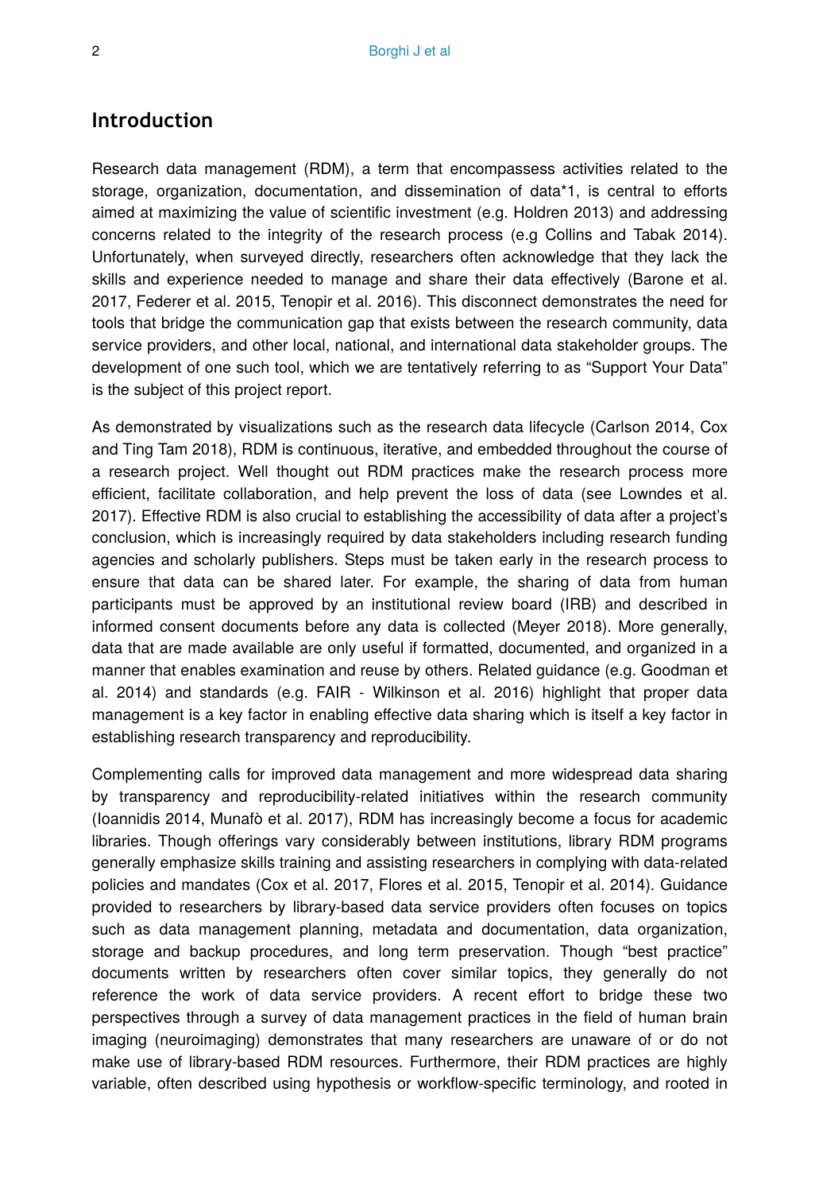## Introduction

Research data management (RDM), a term that encompassess activities related to the storage, organization, documentation, and dissemination of data*1, is central to efforts aimed at maximizing the value of scientific investment (e.g. Holdren 2013) and addressing concerns related to the integrity of the research process (e.g Collins and Tabak 2014). Unfortunately, when surveyed directly, researchers often acknowledge that they lack the skills and experience needed to manage and share their data effectively (Barone et al. 2017, Federer et al. 2015, Tenopir et al. 2016). This disconnect demonstrates the need for tools that bridge the communication gap that exists between the research community, data service providers, and other local, national, and international data stakeholder groups. The development of one such tool, which we are tentatively referring to as "Support Your Data" is the subject of this project report.

As demonstrated by visualizations such as the research data lifecycle (Carlson 2014, Cox and Ting Tam 2018), RDM is continuous, iterative, and embedded throughout the course of a research project. Well thought out RDM practices make the research process more efficient, facilitate collaboration, and help prevent the loss of data (see Lowndes et al. 2017). Effective RDM is also crucial to establishing the accessibility of data after a project's conclusion, which is increasingly required by data stakeholders including research funding agencies and scholarly publishers. Steps must be taken early in the research process to ensure that data can be shared later. For example, the sharing of data from human participants must be approved by an institutional review board (IRB) and described in informed consent documents before any data is collected (Meyer 2018). More generally, data that are made available are only useful if formatted, documented, and organized in a manner that enables examination and reuse by others. Related guidance (e.g. Goodman et al. 2014) and standards (e.g. FAIR - Wilkinson et al. 2016) highlight that proper data management is a key factor in enabling effective data sharing which is itself a key factor in establishing research transparency and reproducibility.

Complementing calls for improved data management and more widespread data sharing by transparency and reproducibility-related initiatives within the research community (Ioannidis 2014, Munafò et al. 2017), RDM has increasingly become a focus for academic libraries. Though offerings vary considerably between institutions, library RDM programs generally emphasize skills training and assisting researchers in complying with data-related policies and mandates (Cox et al. 2017, Flores et al. 2015, Tenopir et al. 2014). Guidance provided to researchers by library-based data service providers often focuses on topics such as data management planning, metadata and documentation, data organization, storage and backup procedures, and long term preservation. Though "best practice" documents written by researchers often cover similar topics, they generally do not reference the work of data service providers. A recent effort to bridge these two perspectives through a survey of data management practices in the field of human brain imaging (neuroimaging) demonstrates that many researchers are unaware of or do not make use of library-based RDM resources. Furthermore, their RDM practices are highly variable, often described using hypothesis or workflow-specific terminology, and rooted in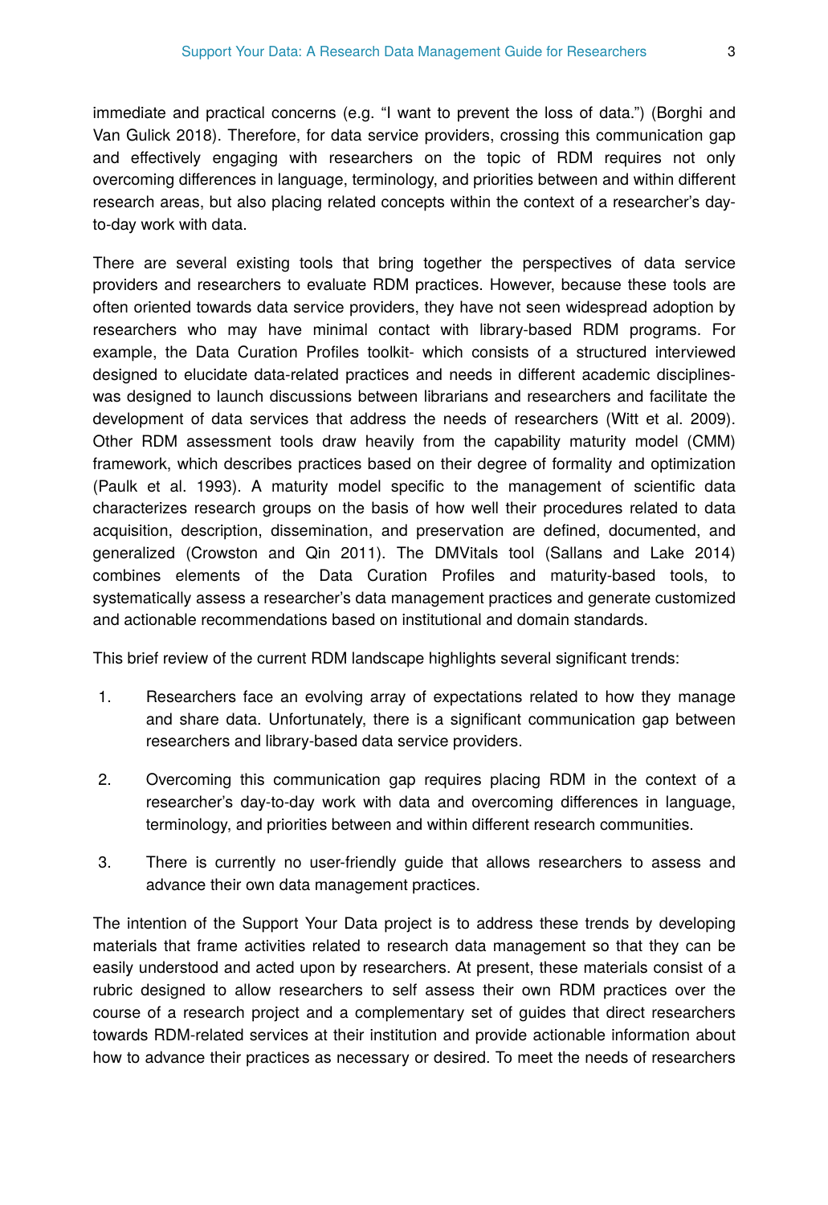immediate and practical concerns (e.g. "I want to prevent the loss of data.") (Borghi and Van Gulick 2018). Therefore, for data service providers, crossing this communication gap and effectively engaging with researchers on the topic of RDM requires not only overcoming differences in language, terminology, and priorities between and within different research areas, but also placing related concepts within the context of a researcher's day-to-day work with data.

There are several existing tools that bring together the perspectives of data service providers and researchers to evaluate RDM practices. However, because these tools are often oriented towards data service providers, they have not seen widespread adoption by researchers who may have minimal contact with library-based RDM programs. For example, the Data Curation Profiles toolkit- which consists of a structured interviewed designed to elucidate data-related practices and needs in different academic disciplines- was designed to launch discussions between librarians and researchers and facilitate the development of data services that address the needs of researchers (Witt et al. 2009). Other RDM assessment tools draw heavily from the capability maturity model (CMM) framework, which describes practices based on their degree of formality and optimization (Paulk et al. 1993). A maturity model specific to the management of scientific data characterizes research groups on the basis of how well their procedures related to data acquisition, description, dissemination, and preservation are defined, documented, and generalized (Crowston and Qin 2011). The DMVitals tool (Sallans and Lake 2014) combines elements of the Data Curation Profiles and maturity-based tools, to systematically assess a researcher's data management practices and generate customized and actionable recommendations based on institutional and domain standards.

This brief review of the current RDM landscape highlights several significant trends:

1. Researchers face an evolving array of expectations related to how they manage and share data. Unfortunately, there is a significant communication gap between researchers and library-based data service providers.
2. Overcoming this communication gap requires placing RDM in the context of a researcher's day-to-day work with data and overcoming differences in language, terminology, and priorities between and within different research communities.
3. There is currently no user-friendly guide that allows researchers to assess and advance their own data management practices.

The intention of the Support Your Data project is to address these trends by developing materials that frame activities related to research data management so that they can be easily understood and acted upon by researchers. At present, these materials consist of a rubric designed to allow researchers to self assess their own RDM practices over the course of a research project and a complementary set of guides that direct researchers towards RDM-related services at their institution and provide actionable information about how to advance their practices as necessary or desired. To meet the needs of researchers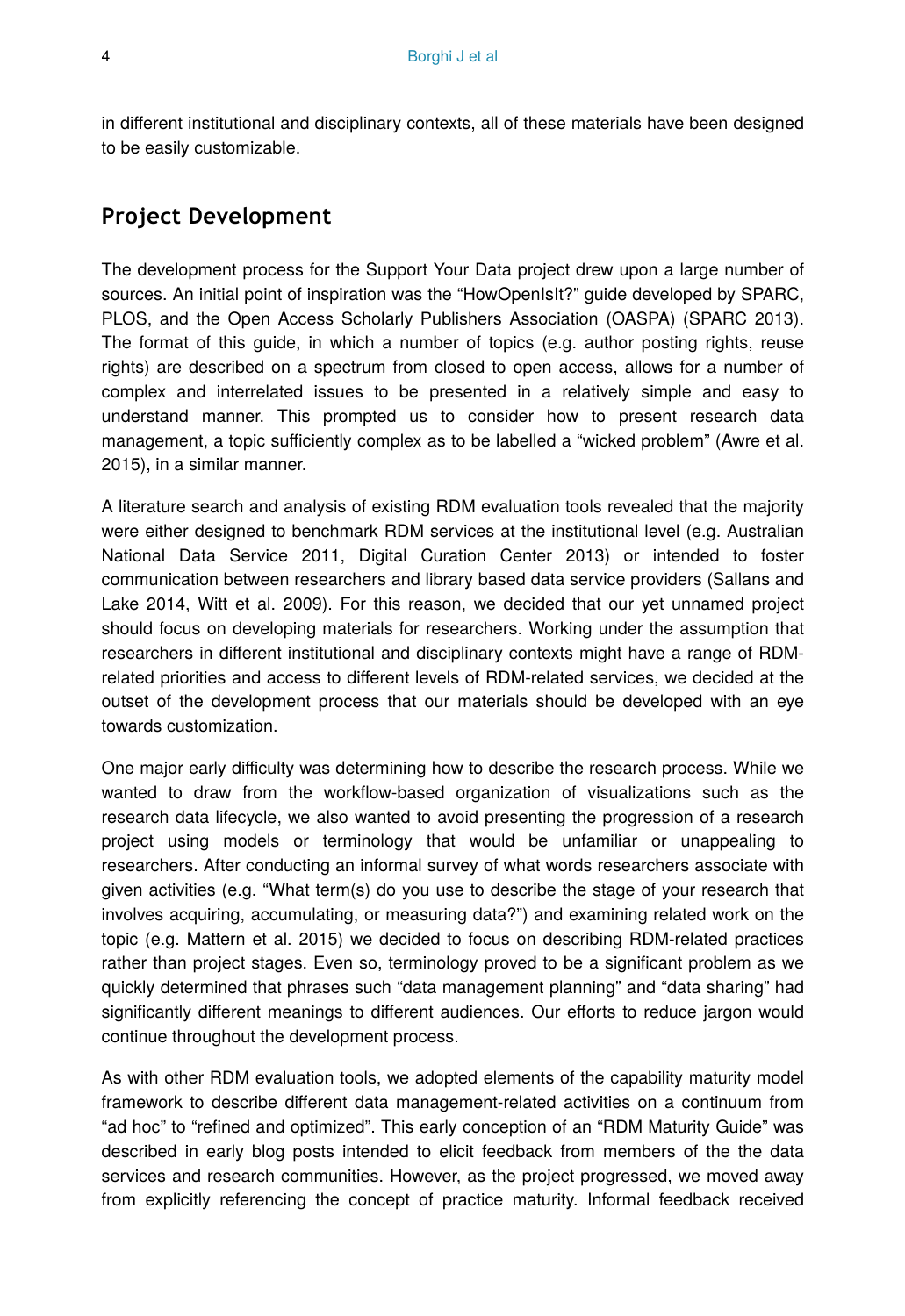in different institutional and disciplinary contexts, all of these materials have been designed to be easily customizable.

## Project Development

The development process for the Support Your Data project drew upon a large number of sources. An initial point of inspiration was the "HowOpenIsIt?" guide developed by SPARC, PLOS, and the Open Access Scholarly Publishers Association (OASPA) (SPARC 2013). The format of this guide, in which a number of topics (e.g. author posting rights, reuse rights) are described on a spectrum from closed to open access, allows for a number of complex and interrelated issues to be presented in a relatively simple and easy to understand manner. This prompted us to consider how to present research data management, a topic sufficiently complex as to be labelled a "wicked problem" (Awre et al. 2015), in a similar manner.

A literature search and analysis of existing RDM evaluation tools revealed that the majority were either designed to benchmark RDM services at the institutional level (e.g. Australian National Data Service 2011, Digital Curation Center 2013) or intended to foster communication between researchers and library based data service providers (Sallans and Lake 2014, Witt et al. 2009). For this reason, we decided that our yet unnamed project should focus on developing materials for researchers. Working under the assumption that researchers in different institutional and disciplinary contexts might have a range of RDM-related priorities and access to different levels of RDM-related services, we decided at the outset of the development process that our materials should be developed with an eye towards customization.

One major early difficulty was determining how to describe the research process. While we wanted to draw from the workflow-based organization of visualizations such as the research data lifecycle, we also wanted to avoid presenting the progression of a research project using models or terminology that would be unfamiliar or unappealing to researchers. After conducting an informal survey of what words researchers associate with given activities (e.g. "What term(s) do you use to describe the stage of your research that involves acquiring, accumulating, or measuring data?") and examining related work on the topic (e.g. Mattern et al. 2015) we decided to focus on describing RDM-related practices rather than project stages. Even so, terminology proved to be a significant problem as we quickly determined that phrases such "data management planning" and "data sharing" had significantly different meanings to different audiences. Our efforts to reduce jargon would continue throughout the development process.

As with other RDM evaluation tools, we adopted elements of the capability maturity model framework to describe different data management-related activities on a continuum from "ad hoc" to "refined and optimized". This early conception of an "RDM Maturity Guide" was described in early blog posts intended to elicit feedback from members of the the data services and research communities. However, as the project progressed, we moved away from explicitly referencing the concept of practice maturity. Informal feedback received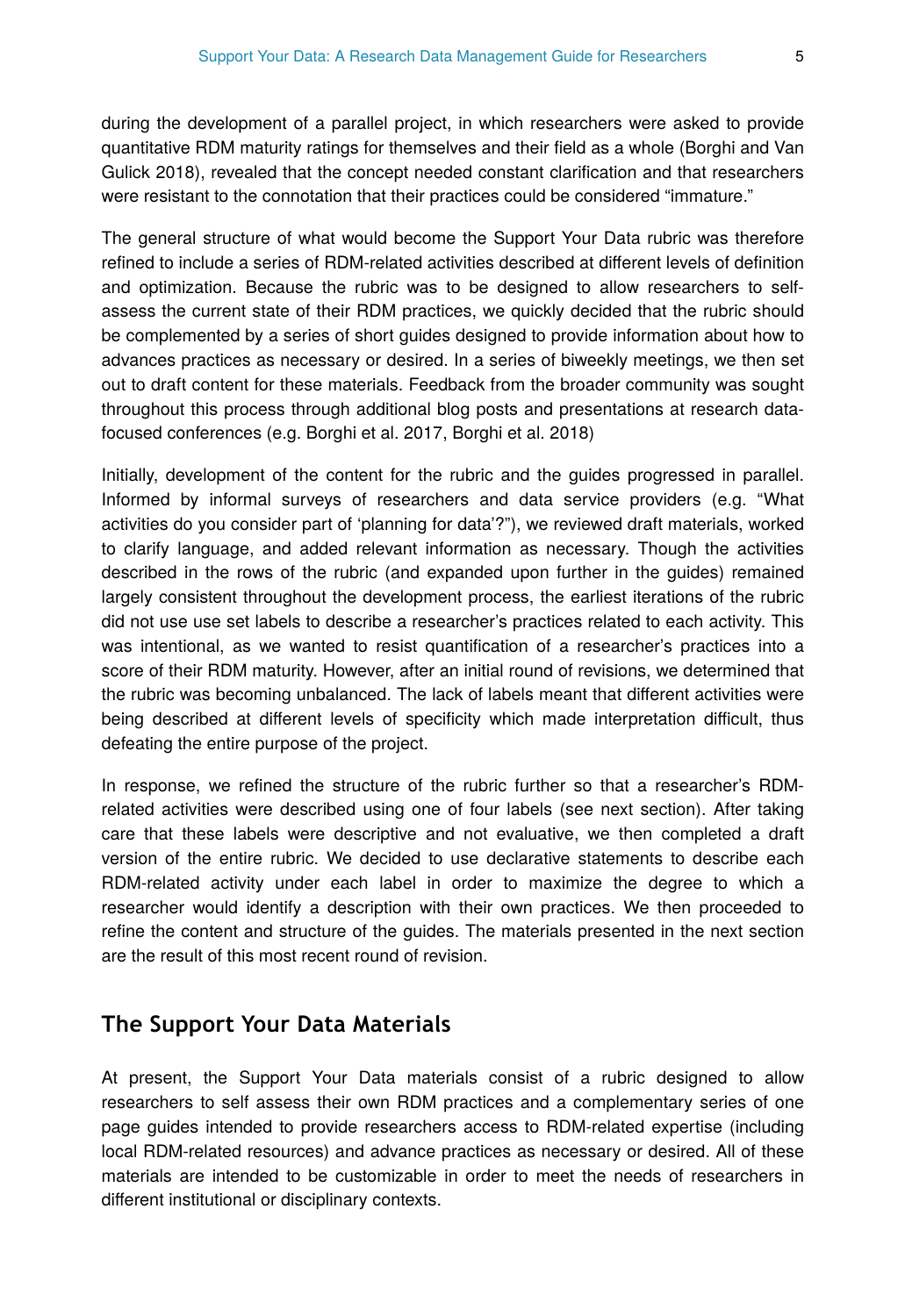during the development of a parallel project, in which researchers were asked to provide quantitative RDM maturity ratings for themselves and their field as a whole (Borghi and Van Gulick 2018), revealed that the concept needed constant clarification and that researchers were resistant to the connotation that their practices could be considered "immature."

The general structure of what would become the Support Your Data rubric was therefore refined to include a series of RDM-related activities described at different levels of definition and optimization. Because the rubric was to be designed to allow researchers to self-assess the current state of their RDM practices, we quickly decided that the rubric should be complemented by a series of short guides designed to provide information about how to advances practices as necessary or desired. In a series of biweekly meetings, we then set out to draft content for these materials. Feedback from the broader community was sought throughout this process through additional blog posts and presentations at research data-focused conferences (e.g. Borghi et al. 2017, Borghi et al. 2018)

Initially, development of the content for the rubric and the guides progressed in parallel. Informed by informal surveys of researchers and data service providers (e.g. "What activities do you consider part of 'planning for data'?"), we reviewed draft materials, worked to clarify language, and added relevant information as necessary. Though the activities described in the rows of the rubric (and expanded upon further in the guides) remained largely consistent throughout the development process, the earliest iterations of the rubric did not use use set labels to describe a researcher's practices related to each activity. This was intentional, as we wanted to resist quantification of a researcher's practices into a score of their RDM maturity. However, after an initial round of revisions, we determined that the rubric was becoming unbalanced. The lack of labels meant that different activities were being described at different levels of specificity which made interpretation difficult, thus defeating the entire purpose of the project.

In response, we refined the structure of the rubric further so that a researcher's RDM-related activities were described using one of four labels (see next section). After taking care that these labels were descriptive and not evaluative, we then completed a draft version of the entire rubric. We decided to use declarative statements to describe each RDM-related activity under each label in order to maximize the degree to which a researcher would identify a description with their own practices. We then proceeded to refine the content and structure of the guides. The materials presented in the next section are the result of this most recent round of revision.

## The Support Your Data Materials

At present, the Support Your Data materials consist of a rubric designed to allow researchers to self assess their own RDM practices and a complementary series of one page guides intended to provide researchers access to RDM-related expertise (including local RDM-related resources) and advance practices as necessary or desired. All of these materials are intended to be customizable in order to meet the needs of researchers in different institutional or disciplinary contexts.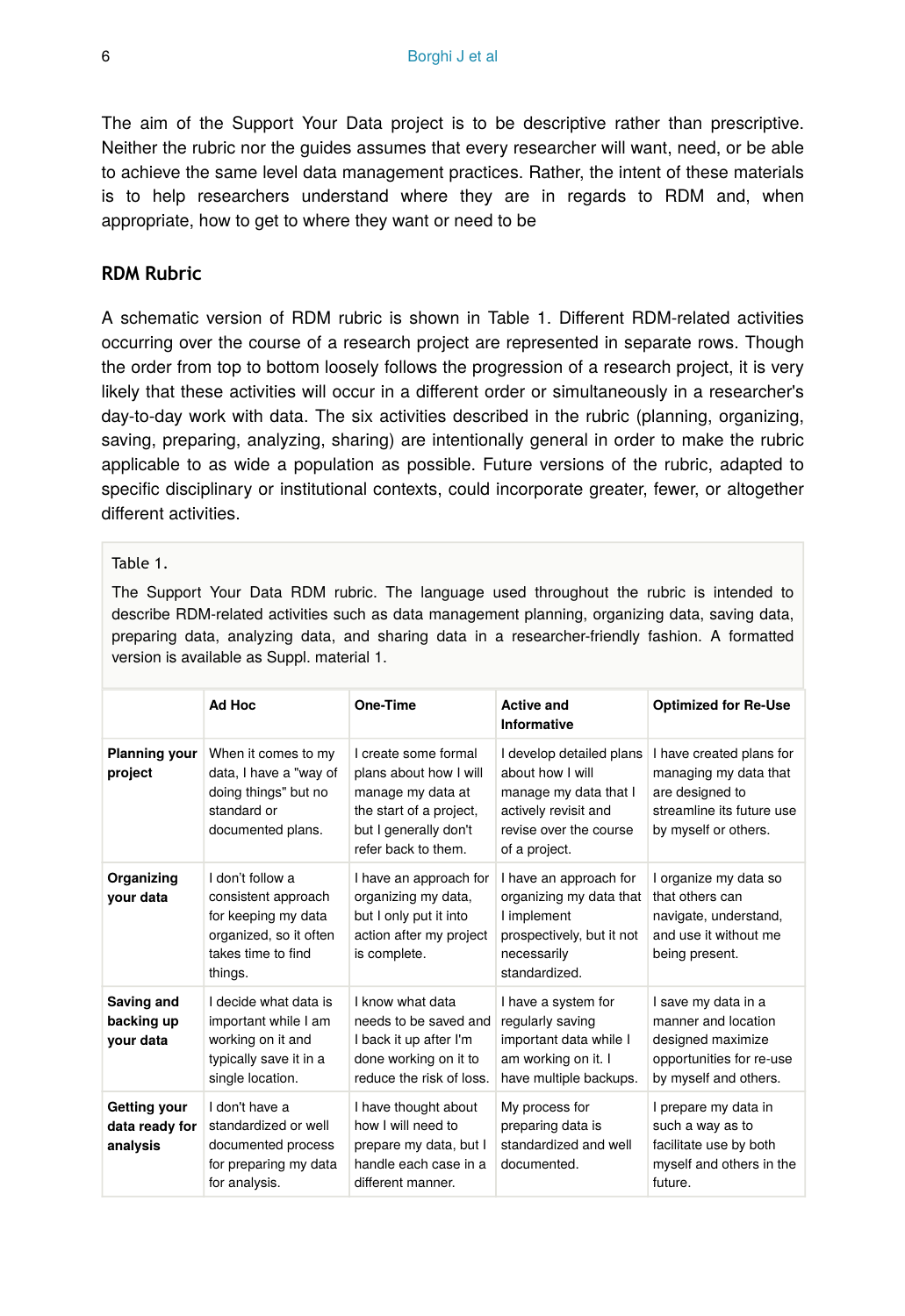The aim of the Support Your Data project is to be descriptive rather than prescriptive. Neither the rubric nor the guides assumes that every researcher will want, need, or be able to achieve the same level data management practices. Rather, the intent of these materials is to help researchers understand where they are in regards to RDM and, when appropriate, how to get to where they want or need to be

## RDM Rubric

A schematic version of RDM rubric is shown in Table 1. Different RDM-related activities occurring over the course of a research project are represented in separate rows. Though the order from top to bottom loosely follows the progression of a research project, it is very likely that these activities will occur in a different order or simultaneously in a researcher's day-to-day work with data. The six activities described in the rubric (planning, organizing, saving, preparing, analyzing, sharing) are intentionally general in order to make the rubric applicable to as wide a population as possible. Future versions of the rubric, adapted to specific disciplinary or institutional contexts, could incorporate greater, fewer, or altogether different activities.

Table 1.

The Support Your Data RDM rubric. The language used throughout the rubric is intended to describe RDM-related activities such as data management planning, organizing data, saving data, preparing data, analyzing data, and sharing data in a researcher-friendly fashion. A formatted version is available as Suppl. material 1.

| | **Ad Hoc** | **One-Time** | **Active and Informative** | **Optimized for Re-Use** |
|---|---|---|---|---|
| **Planning your project** | When it comes to my data, I have a "way of doing things" but no standard or documented plans. | I create some formal plans about how I will manage my data at the start of a project, but I generally don't refer back to them. | I develop detailed plans about how I will manage my data that I actively revisit and revise over the course of a project. | I have created plans for managing my data that are designed to streamline its future use by myself or others. |
| **Organizing your data** | I don't follow a consistent approach for keeping my data organized, so it often takes time to find things. | I have an approach for organizing my data, but I only put it into action after my project is complete. | I have an approach for organizing my data that I implement prospectively, but it not necessarily standardized. | I organize my data so that others can navigate, understand, and use it without me being present. |
| **Saving and backing up your data** | I decide what data is important while I am working on it and typically save it in a single location. | I know what data needs to be saved and I back it up after I'm done working on it to reduce the risk of loss. | I have a system for regularly saving important data while I am working on it. I have multiple backups. | I save my data in a manner and location designed maximize opportunities for re-use by myself and others. |
| **Getting your data ready for analysis** | I don't have a standardized or well documented process for preparing my data for analysis. | I have thought about how I will need to prepare my data, but I handle each case in a different manner. | My process for preparing data is standardized and well documented. | I prepare my data in such a way as to facilitate use by both myself and others in the future. |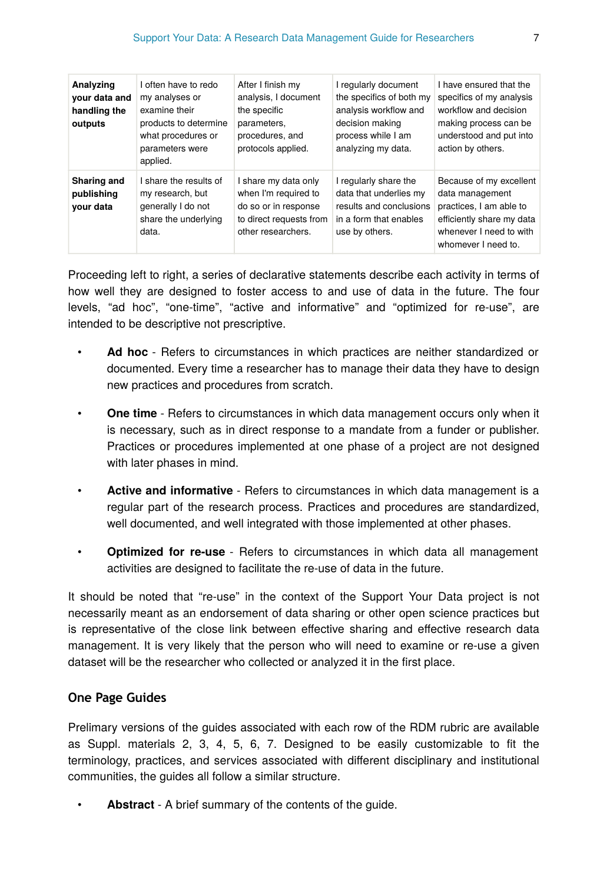| | | | | |
|---|---|---|---|---|
| **Analyzing your data and handling the outputs** | I often have to redo my analyses or examine their products to determine what procedures or parameters were applied. | After I finish my analysis, I document the specific parameters, procedures, and protocols applied. | I regularly document the specifics of both my analysis workflow and decision making process while I am analyzing my data. | I have ensured that the specifics of my analysis workflow and decision making process can be understood and put into action by others. |
| **Sharing and publishing your data** | I share the results of my research, but generally I do not share the underlying data. | I share my data only when I'm required to do so or in response to direct requests from other researchers. | I regularly share the data that underlies my results and conclusions in a form that enables use by others. | Because of my excellent data management practices, I am able to efficiently share my data whenever I need to with whomever I need to. |

Proceeding left to right, a series of declarative statements describe each activity in terms of how well they are designed to foster access to and use of data in the future. The four levels, “ad hoc”, “one-time”, “active and informative” and “optimized for re-use”, are intended to be descriptive not prescriptive.

- **Ad hoc** - Refers to circumstances in which practices are neither standardized or documented. Every time a researcher has to manage their data they have to design new practices and procedures from scratch.
- **One time** - Refers to circumstances in which data management occurs only when it is necessary, such as in direct response to a mandate from a funder or publisher. Practices or procedures implemented at one phase of a project are not designed with later phases in mind.
- **Active and informative** - Refers to circumstances in which data management is a regular part of the research process. Practices and procedures are standardized, well documented, and well integrated with those implemented at other phases.
- **Optimized for re-use** - Refers to circumstances in which data all management activities are designed to facilitate the re-use of data in the future.

It should be noted that “re-use” in the context of the Support Your Data project is not necessarily meant as an endorsement of data sharing or other open science practices but is representative of the close link between effective sharing and effective research data management. It is very likely that the person who will need to examine or re-use a given dataset will be the researcher who collected or analyzed it in the first place.

## One Page Guides

Prelimary versions of the guides associated with each row of the RDM rubric are available as Suppl. materials 2, 3, 4, 5, 6, 7. Designed to be easily customizable to fit the terminology, practices, and services associated with different disciplinary and institutional communities, the guides all follow a similar structure.

- **Abstract** - A brief summary of the contents of the guide.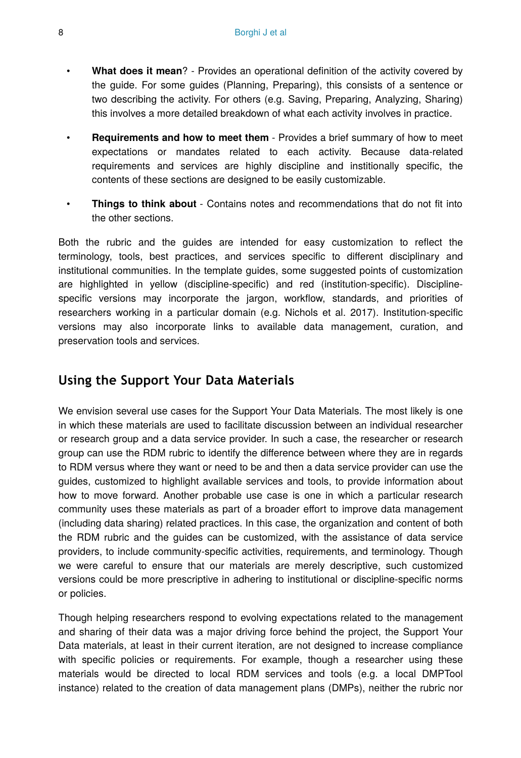- **What does it mean**? - Provides an operational definition of the activity covered by the guide. For some guides (Planning, Preparing), this consists of a sentence or two describing the activity. For others (e.g. Saving, Preparing, Analyzing, Sharing) this involves a more detailed breakdown of what each activity involves in practice.
- **Requirements and how to meet them** - Provides a brief summary of how to meet expectations or mandates related to each activity. Because data-related requirements and services are highly discipline and institionally specific, the contents of these sections are designed to be easily customizable.
- **Things to think about** - Contains notes and recommendations that do not fit into the other sections.

Both the rubric and the guides are intended for easy customization to reflect the terminology, tools, best practices, and services specific to different disciplinary and institutional communities. In the template guides, some suggested points of customization are highlighted in yellow (discipline-specific) and red (institution-specific). Discipline-specific versions may incorporate the jargon, workflow, standards, and priorities of researchers working in a particular domain (e.g. Nichols et al. 2017). Institution-specific versions may also incorporate links to available data management, curation, and preservation tools and services.

## Using the Support Your Data Materials

We envision several use cases for the Support Your Data Materials. The most likely is one in which these materials are used to facilitate discussion between an individual researcher or research group and a data service provider. In such a case, the researcher or research group can use the RDM rubric to identify the difference between where they are in regards to RDM versus where they want or need to be and then a data service provider can use the guides, customized to highlight available services and tools, to provide information about how to move forward. Another probable use case is one in which a particular research community uses these materials as part of a broader effort to improve data management (including data sharing) related practices. In this case, the organization and content of both the RDM rubric and the guides can be customized, with the assistance of data service providers, to include community-specific activities, requirements, and terminology. Though we were careful to ensure that our materials are merely descriptive, such customized versions could be more prescriptive in adhering to institutional or discipline-specific norms or policies.

Though helping researchers respond to evolving expectations related to the management and sharing of their data was a major driving force behind the project, the Support Your Data materials, at least in their current iteration, are not designed to increase compliance with specific policies or requirements. For example, though a researcher using these materials would be directed to local RDM services and tools (e.g. a local DMPTool instance) related to the creation of data management plans (DMPs), neither the rubric nor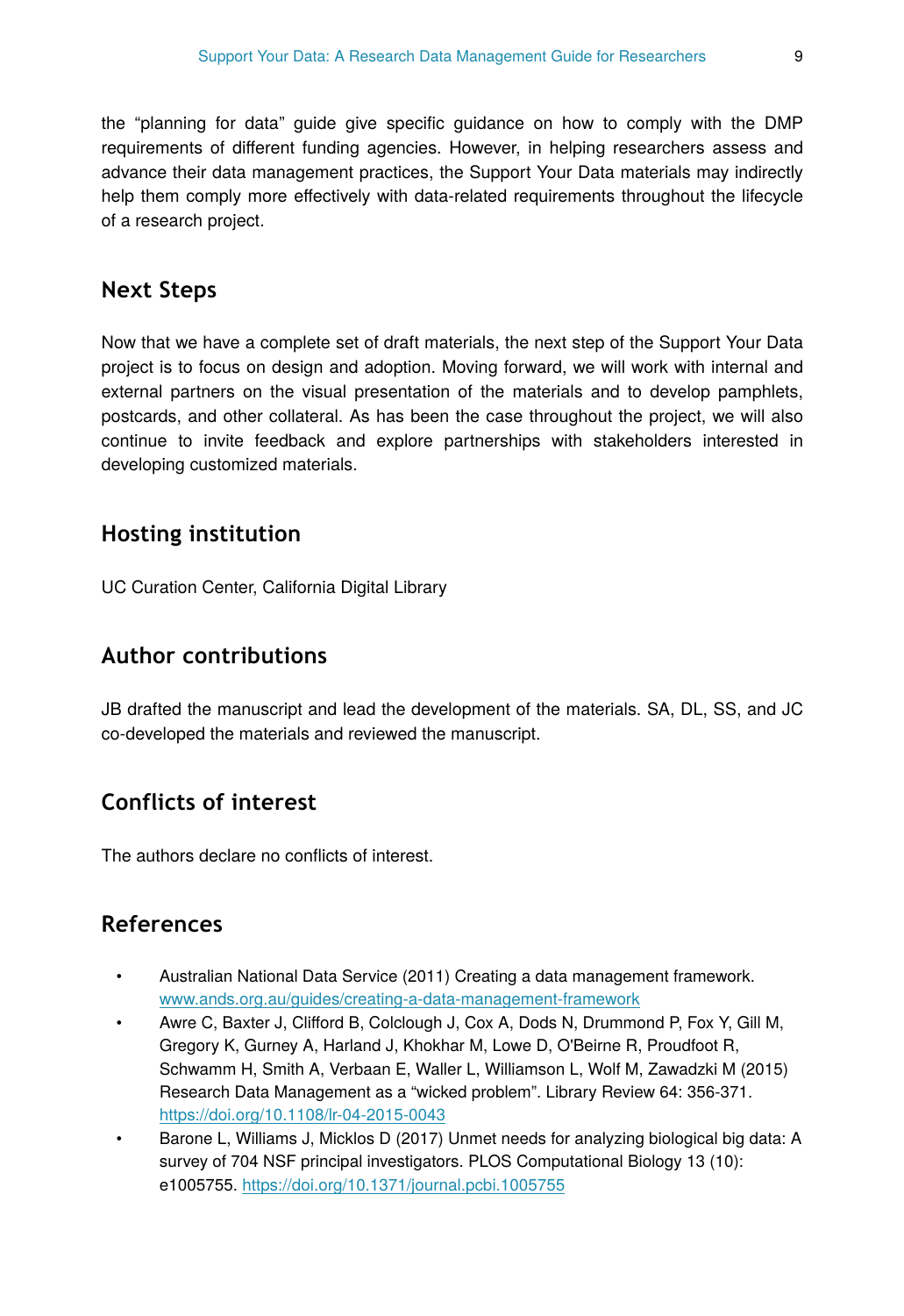the “planning for data” guide give specific guidance on how to comply with the DMP requirements of different funding agencies. However, in helping researchers assess and advance their data management practices, the Support Your Data materials may indirectly help them comply more effectively with data-related requirements throughout the lifecycle of a research project.

## Next Steps

Now that we have a complete set of draft materials, the next step of the Support Your Data project is to focus on design and adoption. Moving forward, we will work with internal and external partners on the visual presentation of the materials and to develop pamphlets, postcards, and other collateral. As has been the case throughout the project, we will also continue to invite feedback and explore partnerships with stakeholders interested in developing customized materials.

## Hosting institution

UC Curation Center, California Digital Library

## Author contributions

JB drafted the manuscript and lead the development of the materials. SA, DL, SS, and JC co-developed the materials and reviewed the manuscript.

## Conflicts of interest

The authors declare no conflicts of interest.

## References

- Australian National Data Service (2011) Creating a data management framework. [www.ands.org.au/guides/creating-a-data-management-framework](www.ands.org.au/guides/creating-a-data-management-framework)
- Awre C, Baxter J, Clifford B, Colclough J, Cox A, Dods N, Drummond P, Fox Y, Gill M, Gregory K, Gurney A, Harland J, Khokhar M, Lowe D, O'Beirne R, Proudfoot R, Schwamm H, Smith A, Verbaan E, Waller L, Williamson L, Wolf M, Zawadzki M (2015) Research Data Management as a “wicked problem”. Library Review 64: 356-371. [https://doi.org/10.1108/lr-04-2015-0043](https://doi.org/10.1108/lr-04-2015-0043)
- Barone L, Williams J, Micklos D (2017) Unmet needs for analyzing biological big data: A survey of 704 NSF principal investigators. PLOS Computational Biology 13 (10): e1005755. [https://doi.org/10.1371/journal.pcbi.1005755](https://doi.org/10.1371/journal.pcbi.1005755)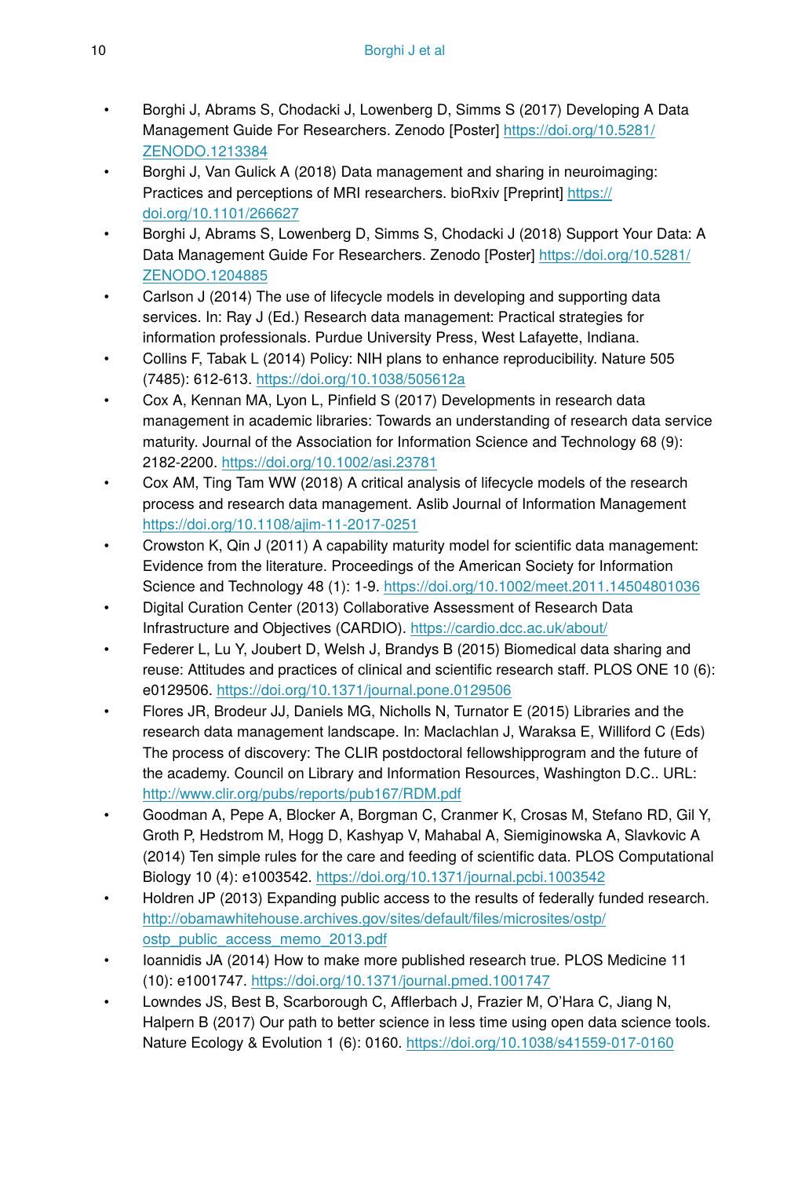- Borghi J, Abrams S, Chodacki J, Lowenberg D, Simms S (2017) Developing A Data Management Guide For Researchers. Zenodo [Poster] https://doi.org/10.5281/ZENODO.1213384
- Borghi J, Van Gulick A (2018) Data management and sharing in neuroimaging: Practices and perceptions of MRI researchers. bioRxiv [Preprint] https://doi.org/10.1101/266627
- Borghi J, Abrams S, Lowenberg D, Simms S, Chodacki J (2018) Support Your Data: A Data Management Guide For Researchers. Zenodo [Poster] https://doi.org/10.5281/ZENODO.1204885
- Carlson J (2014) The use of lifecycle models in developing and supporting data services. In: Ray J (Ed.) Research data management: Practical strategies for information professionals. Purdue University Press, West Lafayette, Indiana.
- Collins F, Tabak L (2014) Policy: NIH plans to enhance reproducibility. Nature 505 (7485): 612‑613. https://doi.org/10.1038/505612a
- Cox A, Kennan MA, Lyon L, Pinfield S (2017) Developments in research data management in academic libraries: Towards an understanding of research data service maturity. Journal of the Association for Information Science and Technology 68 (9): 2182‑2200. https://doi.org/10.1002/asi.23781
- Cox AM, Ting Tam WW (2018) A critical analysis of lifecycle models of the research process and research data management. Aslib Journal of Information Management https://doi.org/10.1108/ajim-11-2017-0251
- Crowston K, Qin J (2011) A capability maturity model for scientific data management: Evidence from the literature. Proceedings of the American Society for Information Science and Technology 48 (1): 1‑9. https://doi.org/10.1002/meet.2011.14504801036
- Digital Curation Center (2013) Collaborative Assessment of Research Data Infrastructure and Objectives (CARDIO). https://cardio.dcc.ac.uk/about/
- Federer L, Lu Y, Joubert D, Welsh J, Brandys B (2015) Biomedical data sharing and reuse: Attitudes and practices of clinical and scientific research staff. PLOS ONE 10 (6): e0129506. https://doi.org/10.1371/journal.pone.0129506
- Flores JR, Brodeur JJ, Daniels MG, Nicholls N, Turnator E (2015) Libraries and the research data management landscape. In: Maclachlan J, Waraksa E, Williford C (Eds) The process of discovery: The CLIR postdoctoral fellowshipprogram and the future of the academy. Council on Library and Information Resources, Washington D.C.. URL: http://www.clir.org/pubs/reports/pub167/RDM.pdf
- Goodman A, Pepe A, Blocker A, Borgman C, Cranmer K, Crosas M, Stefano RD, Gil Y, Groth P, Hedstrom M, Hogg D, Kashyap V, Mahabal A, Siemiginowska A, Slavkovic A (2014) Ten simple rules for the care and feeding of scientific data. PLOS Computational Biology 10 (4): e1003542. https://doi.org/10.1371/journal.pcbi.1003542
- Holdren JP (2013) Expanding public access to the results of federally funded research. http://obamawhitehouse.archives.gov/sites/default/files/microsites/ostp/ostp_public_access_memo_2013.pdf
- Ioannidis JA (2014) How to make more published research true. PLOS Medicine 11 (10): e1001747. https://doi.org/10.1371/journal.pmed.1001747
- Lowndes JS, Best B, Scarborough C, Afflerbach J, Frazier M, O'Hara C, Jiang N, Halpern B (2017) Our path to better science in less time using open data science tools. Nature Ecology & Evolution 1 (6): 0160. https://doi.org/10.1038/s41559-017-0160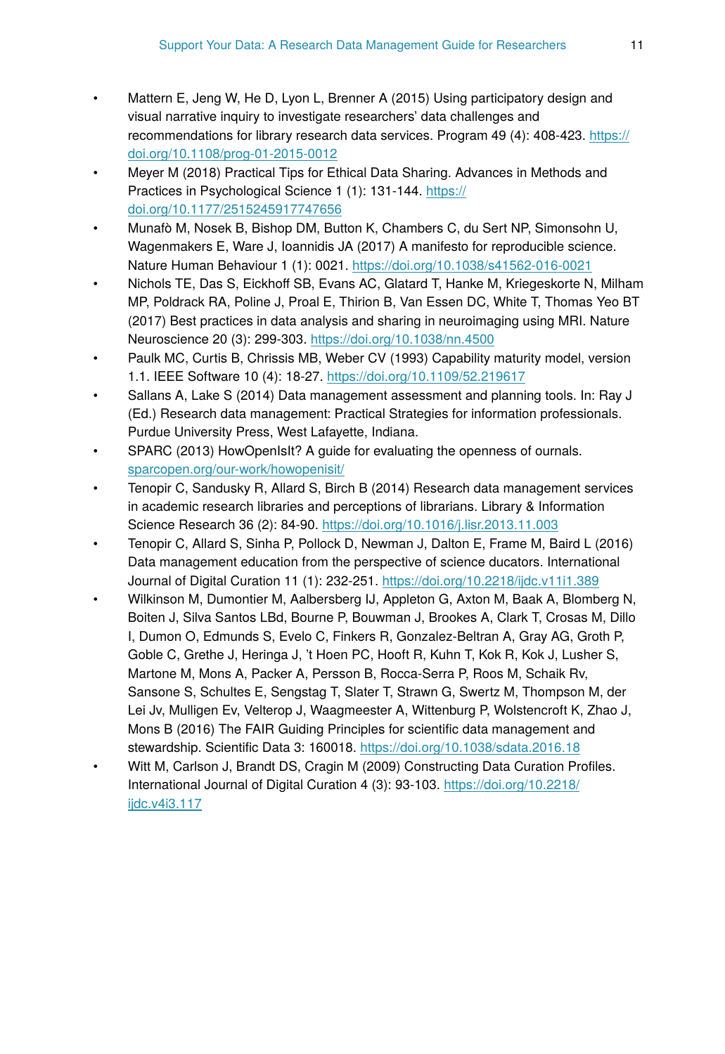- Mattern E, Jeng W, He D, Lyon L, Brenner A (2015) Using participatory design and visual narrative inquiry to investigate researchers' data challenges and recommendations for library research data services. Program 49 (4): 408-423. https://doi.org/10.1108/prog-01-2015-0012
- Meyer M (2018) Practical Tips for Ethical Data Sharing. Advances in Methods and Practices in Psychological Science 1 (1): 131-144. https://doi.org/10.1177/2515245917747656
- Munafò M, Nosek B, Bishop DM, Button K, Chambers C, du Sert NP, Simonsohn U, Wagenmakers E, Ware J, Ioannidis JA (2017) A manifesto for reproducible science. Nature Human Behaviour 1 (1): 0021. https://doi.org/10.1038/s41562-016-0021
- Nichols TE, Das S, Eickhoff SB, Evans AC, Glatard T, Hanke M, Kriegeskorte N, Milham MP, Poldrack RA, Poline J, Proal E, Thirion B, Van Essen DC, White T, Thomas Yeo BT (2017) Best practices in data analysis and sharing in neuroimaging using MRI. Nature Neuroscience 20 (3): 299-303. https://doi.org/10.1038/nn.4500
- Paulk MC, Curtis B, Chrissis MB, Weber CV (1993) Capability maturity model, version 1.1. IEEE Software 10 (4): 18-27. https://doi.org/10.1109/52.219617
- Sallans A, Lake S (2014) Data management assessment and planning tools. In: Ray J (Ed.) Research data management: Practical Strategies for information professionals. Purdue University Press, West Lafayette, Indiana.
- SPARC (2013) HowOpenIsIt? A guide for evaluating the openness of ournals. sparcopen.org/our-work/howopenisit/
- Tenopir C, Sandusky R, Allard S, Birch B (2014) Research data management services in academic research libraries and perceptions of librarians. Library & Information Science Research 36 (2): 84-90. https://doi.org/10.1016/j.lisr.2013.11.003
- Tenopir C, Allard S, Sinha P, Pollock D, Newman J, Dalton E, Frame M, Baird L (2016) Data management education from the perspective of science ducators. International Journal of Digital Curation 11 (1): 232-251. https://doi.org/10.2218/ijdc.v11i1.389
- Wilkinson M, Dumontier M, Aalbersberg IJ, Appleton G, Axton M, Baak A, Blomberg N, Boiten J, Silva Santos LBd, Bourne P, Bouwman J, Brookes A, Clark T, Crosas M, Dillo I, Dumon O, Edmunds S, Evelo C, Finkers R, Gonzalez-Beltran A, Gray AG, Groth P, Goble C, Grethe J, Heringa J, 't Hoen PC, Hooft R, Kuhn T, Kok R, Kok J, Lusher S, Martone M, Mons A, Packer A, Persson B, Rocca-Serra P, Roos M, Schaik Rv, Sansone S, Schultes E, Sengstag T, Slater T, Strawn G, Swertz M, Thompson M, der Lei Jv, Mulligen Ev, Velterop J, Waagmeester A, Wittenburg P, Wolstencroft K, Zhao J, Mons B (2016) The FAIR Guiding Principles for scientific data management and stewardship. Scientific Data 3: 160018. https://doi.org/10.1038/sdata.2016.18
- Witt M, Carlson J, Brandt DS, Cragin M (2009) Constructing Data Curation Profiles. International Journal of Digital Curation 4 (3): 93-103. https://doi.org/10.2218/ijdc.v4i3.117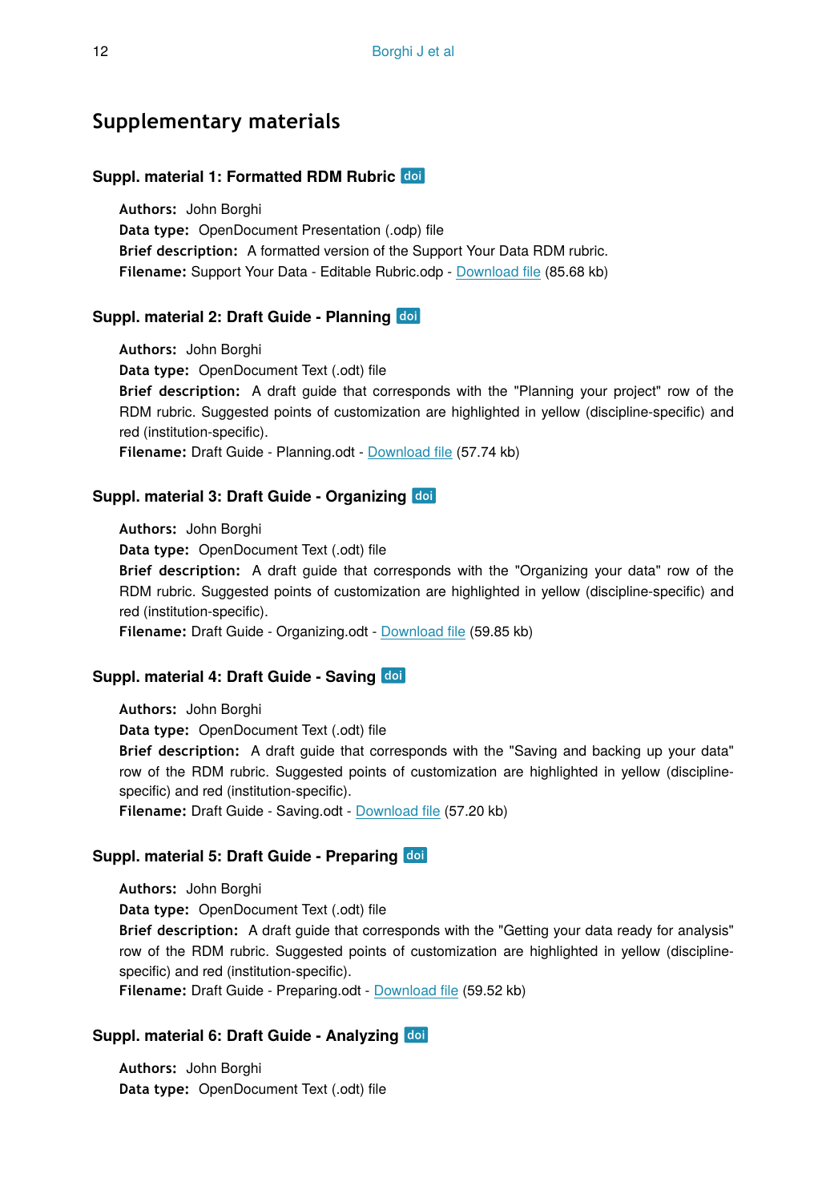## Supplementary materials

### Suppl. material 1: Formatted RDM Rubric doi

**Authors:** John Borghi
**Data type:** OpenDocument Presentation (.odp) file
**Brief description:** A formatted version of the Support Your Data RDM rubric.
**Filename:** Support Your Data - Editable Rubric.odp - Download file (85.68 kb)

### Suppl. material 2: Draft Guide - Planning doi

**Authors:** John Borghi
**Data type:** OpenDocument Text (.odt) file
**Brief description:** A draft guide that corresponds with the "Planning your project" row of the RDM rubric. Suggested points of customization are highlighted in yellow (discipline-specific) and red (institution-specific).
**Filename:** Draft Guide - Planning.odt - Download file (57.74 kb)

### Suppl. material 3: Draft Guide - Organizing doi

**Authors:** John Borghi
**Data type:** OpenDocument Text (.odt) file
**Brief description:** A draft guide that corresponds with the "Organizing your data" row of the RDM rubric. Suggested points of customization are highlighted in yellow (discipline-specific) and red (institution-specific).
**Filename:** Draft Guide - Organizing.odt - Download file (59.85 kb)

### Suppl. material 4: Draft Guide - Saving doi

**Authors:** John Borghi
**Data type:** OpenDocument Text (.odt) file
**Brief description:** A draft guide that corresponds with the "Saving and backing up your data" row of the RDM rubric. Suggested points of customization are highlighted in yellow (discipline-specific) and red (institution-specific).
**Filename:** Draft Guide - Saving.odt - Download file (57.20 kb)

### Suppl. material 5: Draft Guide - Preparing doi

**Authors:** John Borghi
**Data type:** OpenDocument Text (.odt) file
**Brief description:** A draft guide that corresponds with the "Getting your data ready for analysis" row of the RDM rubric. Suggested points of customization are highlighted in yellow (discipline-specific) and red (institution-specific).
**Filename:** Draft Guide - Preparing.odt - Download file (59.52 kb)

### Suppl. material 6: Draft Guide - Analyzing doi

**Authors:** John Borghi
**Data type:** OpenDocument Text (.odt) file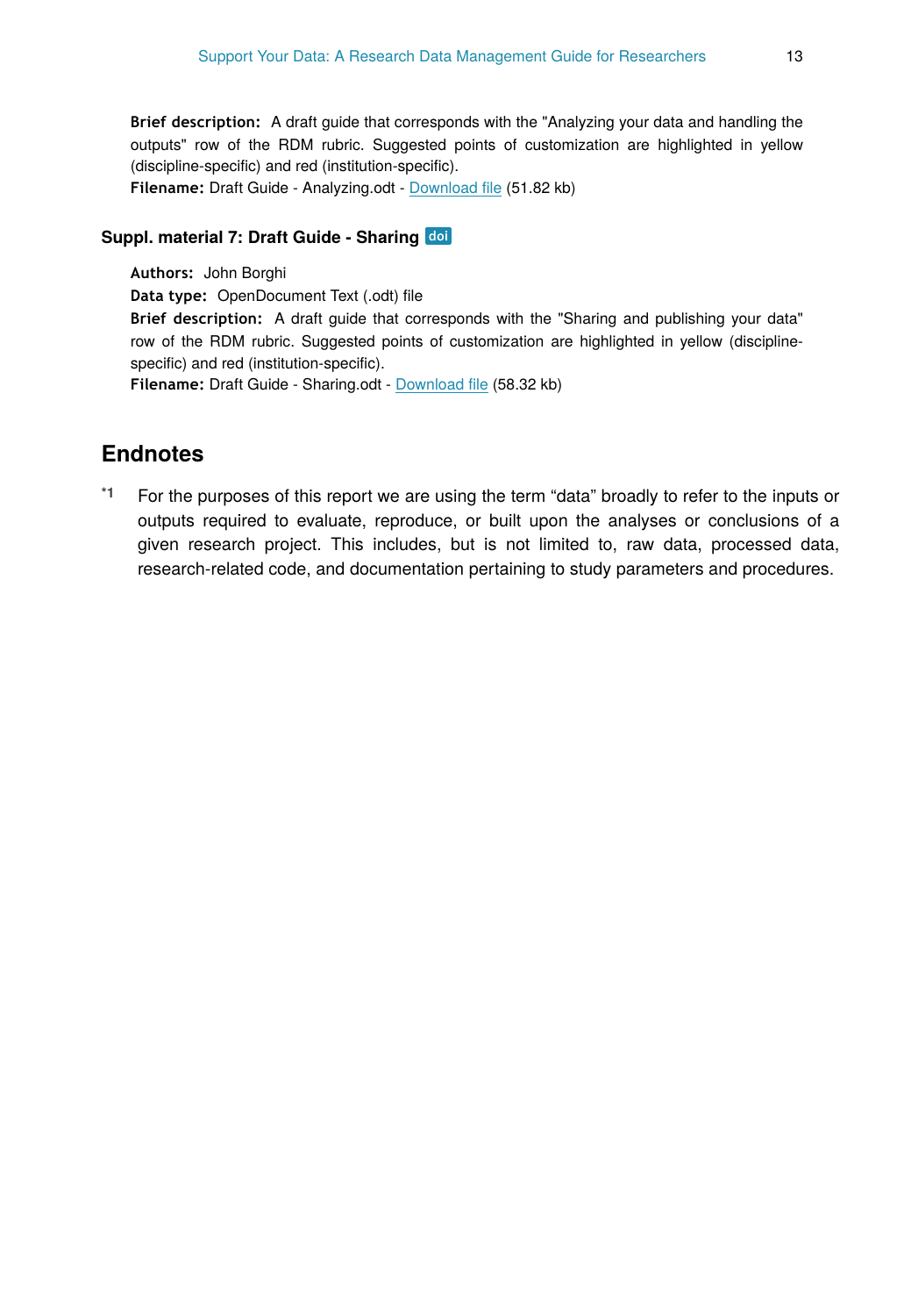**Brief description:** A draft guide that corresponds with the "Analyzing your data and handling the outputs" row of the RDM rubric. Suggested points of customization are highlighted in yellow (discipline-specific) and red (institution-specific).
**Filename:** Draft Guide - Analyzing.odt - Download file (51.82 kb)

### Suppl. material 7: Draft Guide - Sharing doi

**Authors:** John Borghi
**Data type:** OpenDocument Text (.odt) file
**Brief description:** A draft guide that corresponds with the "Sharing and publishing your data" row of the RDM rubric. Suggested points of customization are highlighted in yellow (discipline-specific) and red (institution-specific).
**Filename:** Draft Guide - Sharing.odt - Download file (58.32 kb)

## Endnotes

*1 For the purposes of this report we are using the term "data" broadly to refer to the inputs or outputs required to evaluate, reproduce, or built upon the analyses or conclusions of a given research project. This includes, but is not limited to, raw data, processed data, research-related code, and documentation pertaining to study parameters and procedures.